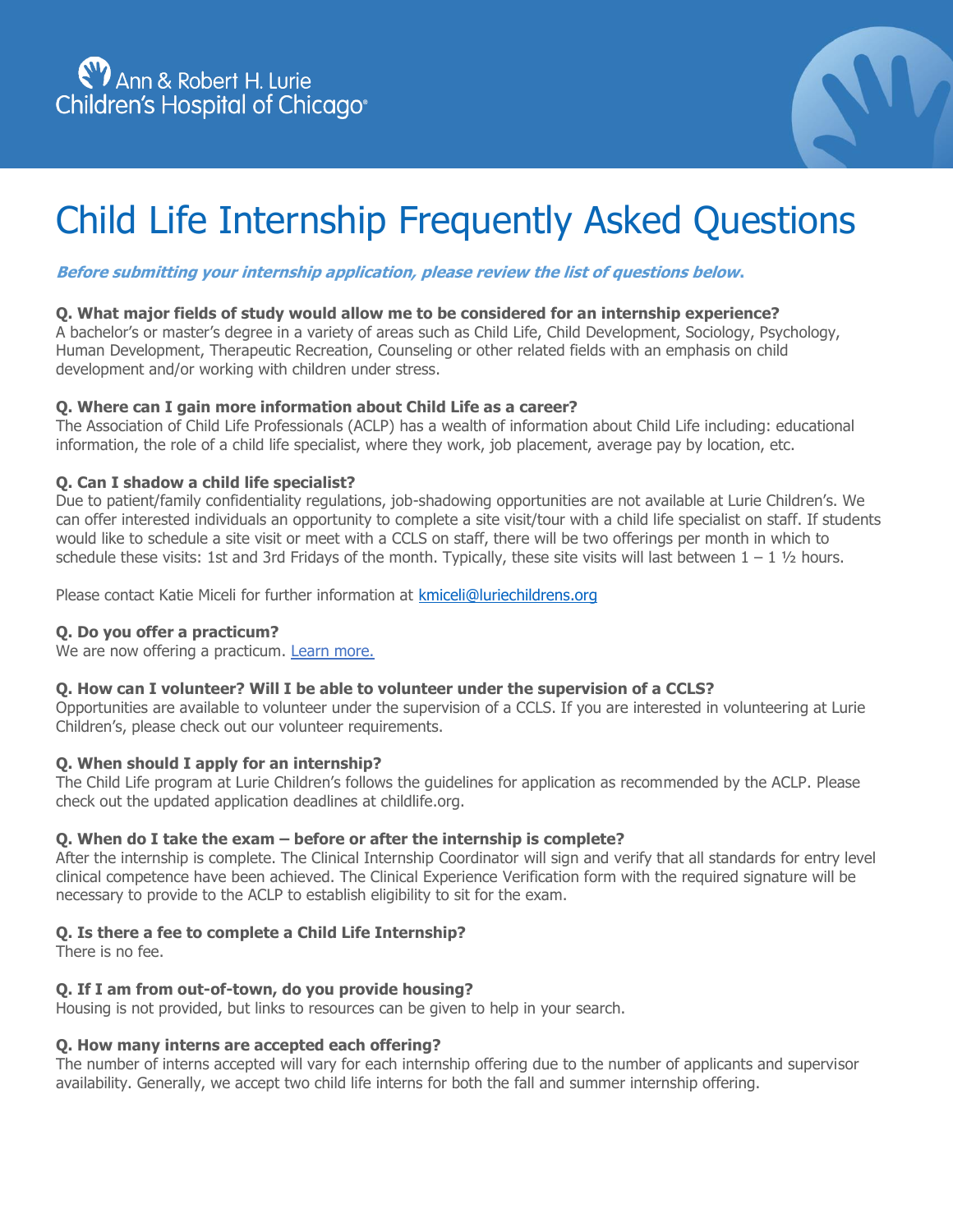Ann & Robert H. Lurie Children's Hospital of Chicago

# Child Life Internship Frequently Asked Questions

***Before submitting your internship application, please review the list of questions below.***

**Q. What major fields of study would allow me to be considered for an internship experience?**
A bachelor's or master's degree in a variety of areas such as Child Life, Child Development, Sociology, Psychology, Human Development, Therapeutic Recreation, Counseling or other related fields with an emphasis on child development and/or working with children under stress.

**Q. Where can I gain more information about Child Life as a career?**
The Association of Child Life Professionals (ACLP) has a wealth of information about Child Life including: educational information, the role of a child life specialist, where they work, job placement, average pay by location, etc.

**Q. Can I shadow a child life specialist?**
Due to patient/family confidentiality regulations, job-shadowing opportunities are not available at Lurie Children's. We can offer interested individuals an opportunity to complete a site visit/tour with a child life specialist on staff. If students would like to schedule a site visit or meet with a CCLS on staff, there will be two offerings per month in which to schedule these visits: 1st and 3rd Fridays of the month. Typically, these site visits will last between 1 – 1 ½ hours.

Please contact Katie Miceli for further information at [kmiceli@luriechildrens.org](mailto:kmiceli@luriechildrens.org)

**Q. Do you offer a practicum?**
We are now offering a practicum. [Learn more.]()

**Q. How can I volunteer? Will I be able to volunteer under the supervision of a CCLS?**
Opportunities are available to volunteer under the supervision of a CCLS. If you are interested in volunteering at Lurie Children's, please check out our volunteer requirements.

**Q. When should I apply for an internship?**
The Child Life program at Lurie Children's follows the guidelines for application as recommended by the ACLP. Please check out the updated application deadlines at childlife.org.

**Q. When do I take the exam – before or after the internship is complete?**
After the internship is complete. The Clinical Internship Coordinator will sign and verify that all standards for entry level clinical competence have been achieved. The Clinical Experience Verification form with the required signature will be necessary to provide to the ACLP to establish eligibility to sit for the exam.

**Q. Is there a fee to complete a Child Life Internship?**
There is no fee.

**Q. If I am from out-of-town, do you provide housing?**
Housing is not provided, but links to resources can be given to help in your search.

**Q. How many interns are accepted each offering?**
The number of interns accepted will vary for each internship offering due to the number of applicants and supervisor availability. Generally, we accept two child life interns for both the fall and summer internship offering.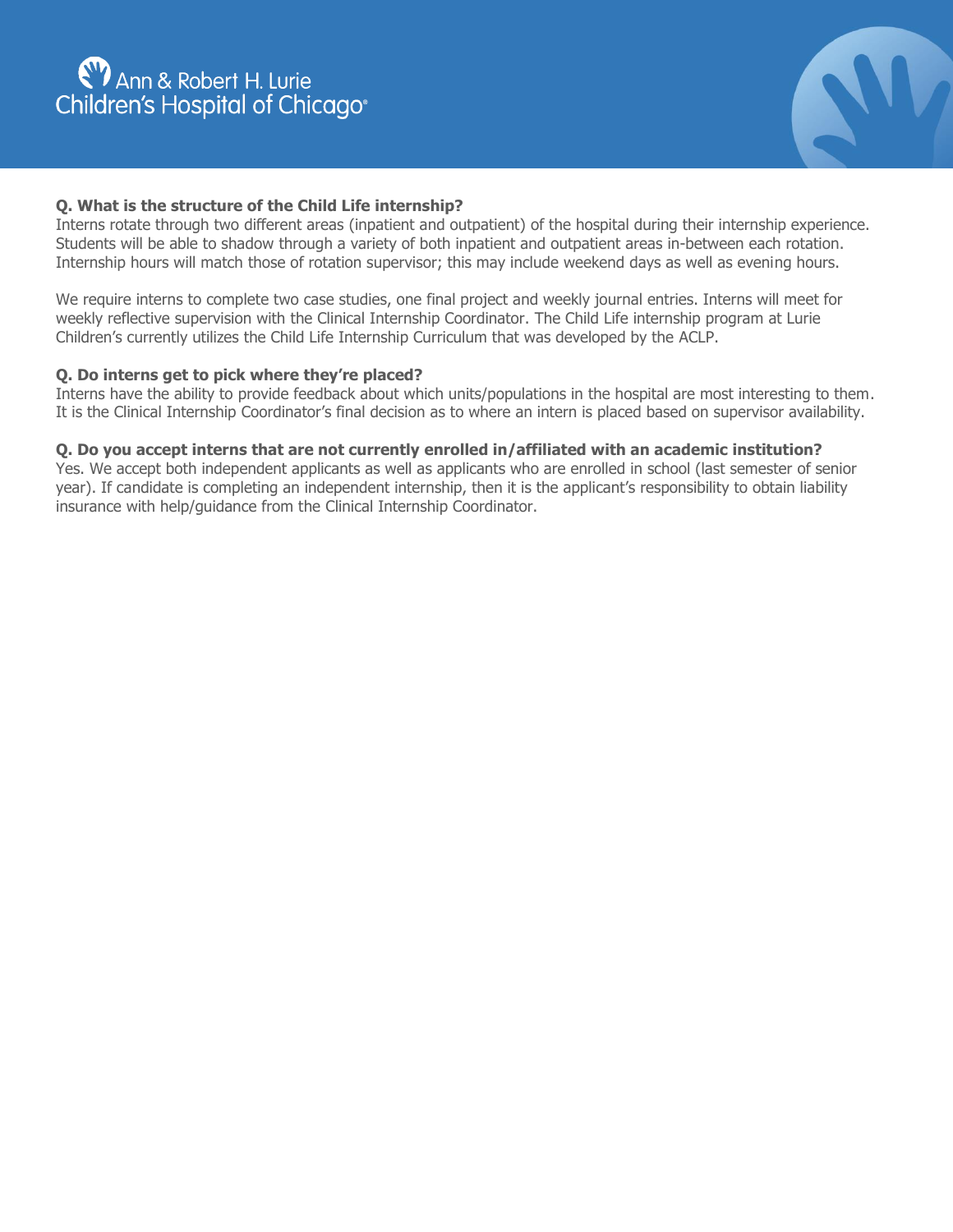**Q. What is the structure of the Child Life internship?**

Interns rotate through two different areas (inpatient and outpatient) of the hospital during their internship experience. Students will be able to shadow through a variety of both inpatient and outpatient areas in-between each rotation. Internship hours will match those of rotation supervisor; this may include weekend days as well as evening hours.

We require interns to complete two case studies, one final project and weekly journal entries. Interns will meet for weekly reflective supervision with the Clinical Internship Coordinator. The Child Life internship program at Lurie Children's currently utilizes the Child Life Internship Curriculum that was developed by the ACLP.

**Q. Do interns get to pick where they're placed?**

Interns have the ability to provide feedback about which units/populations in the hospital are most interesting to them. It is the Clinical Internship Coordinator's final decision as to where an intern is placed based on supervisor availability.

**Q. Do you accept interns that are not currently enrolled in/affiliated with an academic institution?**

Yes. We accept both independent applicants as well as applicants who are enrolled in school (last semester of senior year). If candidate is completing an independent internship, then it is the applicant's responsibility to obtain liability insurance with help/guidance from the Clinical Internship Coordinator.